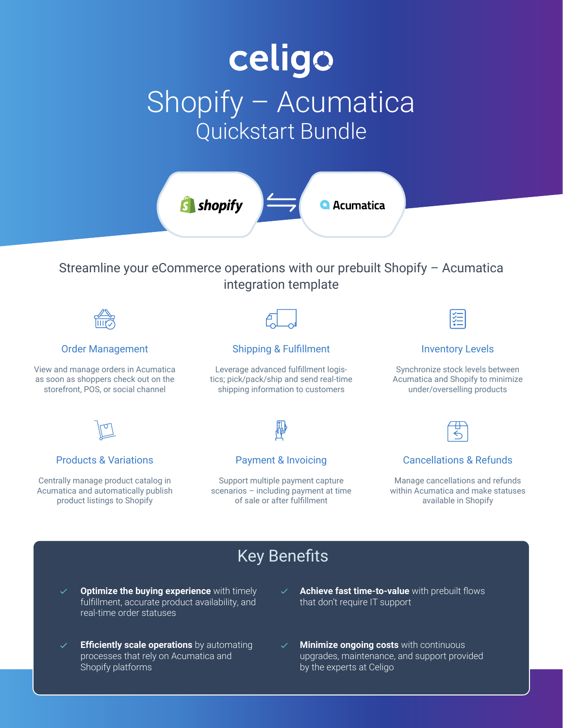# celigo

# Shopify – Acumatica

## Quickstart Bundle

shopify ⇆ Acumatica

Streamline your eCommerce operations with our prebuilt Shopify – Acumatica integration template

### Order Management

View and manage orders in Acumatica as soon as shoppers check out on the storefront, POS, or social channel

### Shipping & Fulfillment

Leverage advanced fulfillment logistics; pick/pack/ship and send real-time shipping information to customers

### Inventory Levels

Synchronize stock levels between Acumatica and Shopify to minimize under/overselling products

### Products & Variations

Centrally manage product catalog in Acumatica and automatically publish product listings to Shopify

### Payment & Invoicing

Support multiple payment capture scenarios – including payment at time of sale or after fulfillment

### Cancellations & Refunds

Manage cancellations and refunds within Acumatica and make statuses available in Shopify

## Key Benefits

- **Optimize the buying experience** with timely fulfillment, accurate product availability, and real-time order statuses
- **Achieve fast time-to-value** with prebuilt flows that don't require IT support
- **Efficiently scale operations** by automating processes that rely on Acumatica and Shopify platforms
- **Minimize ongoing costs** with continuous upgrades, maintenance, and support provided by the experts at Celigo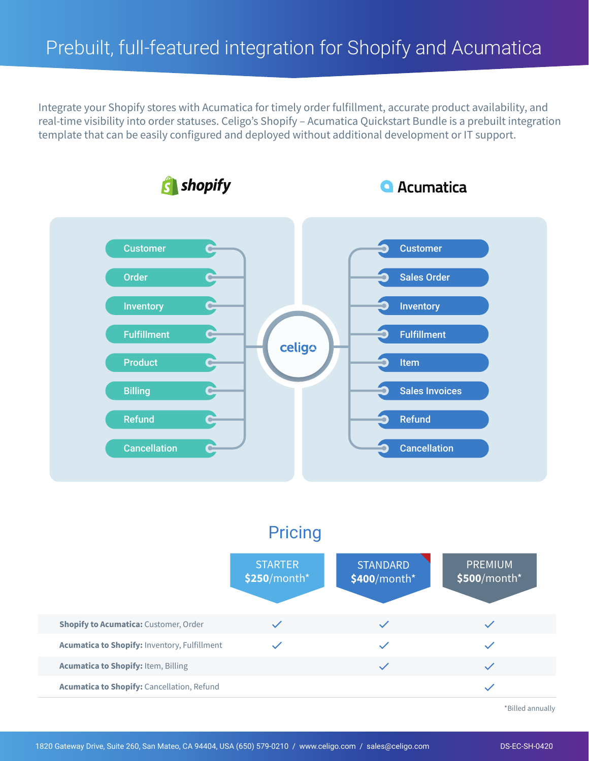# Prebuilt, full-featured integration for Shopify and Acumatica

Integrate your Shopify stores with Acumatica for timely order fulfillment, accurate product availability, and real-time visibility into order statuses. Celigo's Shopify – Acumatica Quickstart Bundle is a prebuilt integration template that can be easily configured and deployed without additional development or IT support.

shopify

Customer
Order
Inventory
Fulfillment
Product
Billing
Refund
Cancellation

celigo

Acumatica

Customer
Sales Order
Inventory
Fulfillment
Item
Sales Invoices
Refund
Cancellation

## Pricing

| | STARTER **$250**/month* | STANDARD **$400**/month* | PREMIUM **$500**/month* |
|---|---|---|---|
| **Shopify to Acumatica:** Customer, Order | ✓ | ✓ | ✓ |
| **Acumatica to Shopify:** Inventory, Fulfillment | ✓ | ✓ | ✓ |
| **Acumatica to Shopify:** Item, Billing | | ✓ | ✓ |
| **Acumatica to Shopify:** Cancellation, Refund | | | ✓ |

*Billed annually

1820 Gateway Drive, Suite 260, San Mateo, CA 94404, USA (650) 579-0210 / www.celigo.com / sales@celigo.com

DS-EC-SH-0420